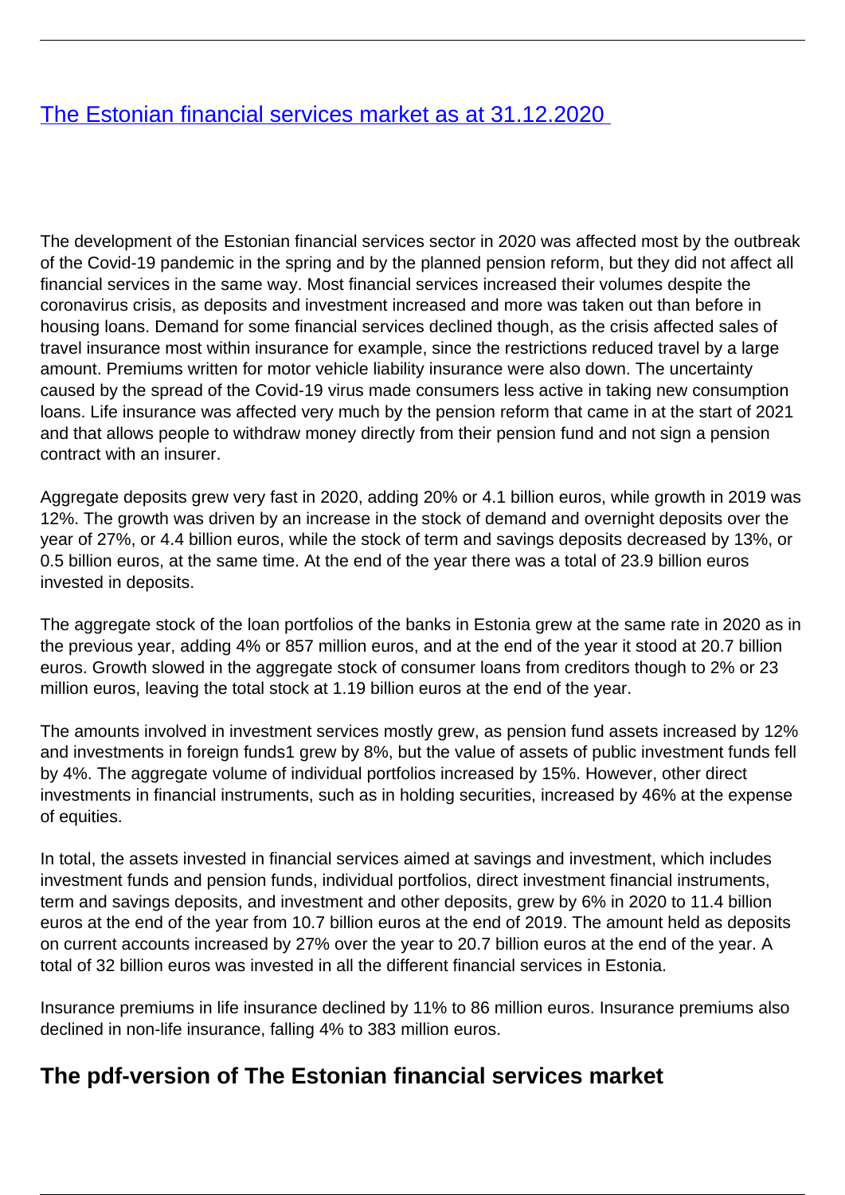# [The Estonian financial services market as at 31.12.2020]()

The development of the Estonian financial services sector in 2020 was affected most by the outbreak of the Covid-19 pandemic in the spring and by the planned pension reform, but they did not affect all financial services in the same way. Most financial services increased their volumes despite the coronavirus crisis, as deposits and investment increased and more was taken out than before in housing loans. Demand for some financial services declined though, as the crisis affected sales of travel insurance most within insurance for example, since the restrictions reduced travel by a large amount. Premiums written for motor vehicle liability insurance were also down. The uncertainty caused by the spread of the Covid-19 virus made consumers less active in taking new consumption loans. Life insurance was affected very much by the pension reform that came in at the start of 2021 and that allows people to withdraw money directly from their pension fund and not sign a pension contract with an insurer.

Aggregate deposits grew very fast in 2020, adding 20% or 4.1 billion euros, while growth in 2019 was 12%. The growth was driven by an increase in the stock of demand and overnight deposits over the year of 27%, or 4.4 billion euros, while the stock of term and savings deposits decreased by 13%, or 0.5 billion euros, at the same time. At the end of the year there was a total of 23.9 billion euros invested in deposits.

The aggregate stock of the loan portfolios of the banks in Estonia grew at the same rate in 2020 as in the previous year, adding 4% or 857 million euros, and at the end of the year it stood at 20.7 billion euros. Growth slowed in the aggregate stock of consumer loans from creditors though to 2% or 23 million euros, leaving the total stock at 1.19 billion euros at the end of the year.

The amounts involved in investment services mostly grew, as pension fund assets increased by 12% and investments in foreign funds[1] grew by 8%, but the value of assets of public investment funds fell by 4%. The aggregate volume of individual portfolios increased by 15%. However, other direct investments in financial instruments, such as in holding securities, increased by 46% at the expense of equities.

In total, the assets invested in financial services aimed at savings and investment, which includes investment funds and pension funds, individual portfolios, direct investment financial instruments, term and savings deposits, and investment and other deposits, grew by 6% in 2020 to 11.4 billion euros at the end of the year from 10.7 billion euros at the end of 2019. The amount held as deposits on current accounts increased by 27% over the year to 20.7 billion euros at the end of the year. A total of 32 billion euros was invested in all the different financial services in Estonia.

Insurance premiums in life insurance declined by 11% to 86 million euros. Insurance premiums also declined in non-life insurance, falling 4% to 383 million euros.

## The pdf-version of The Estonian financial services market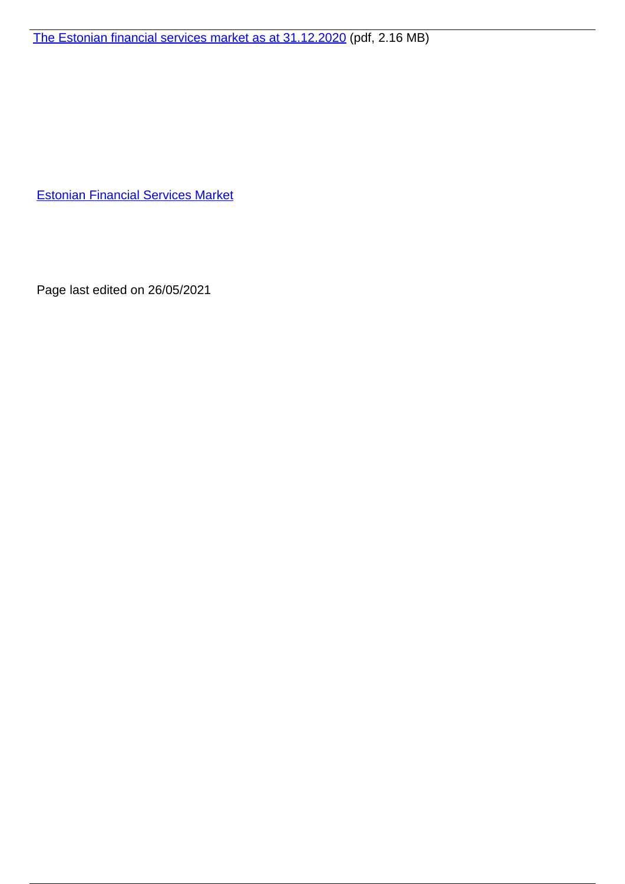[The Estonian financial services market as at 31.12.2020]() (pdf, 2.16 MB)

[Estonian Financial Services Market]()

Page last edited on 26/05/2021